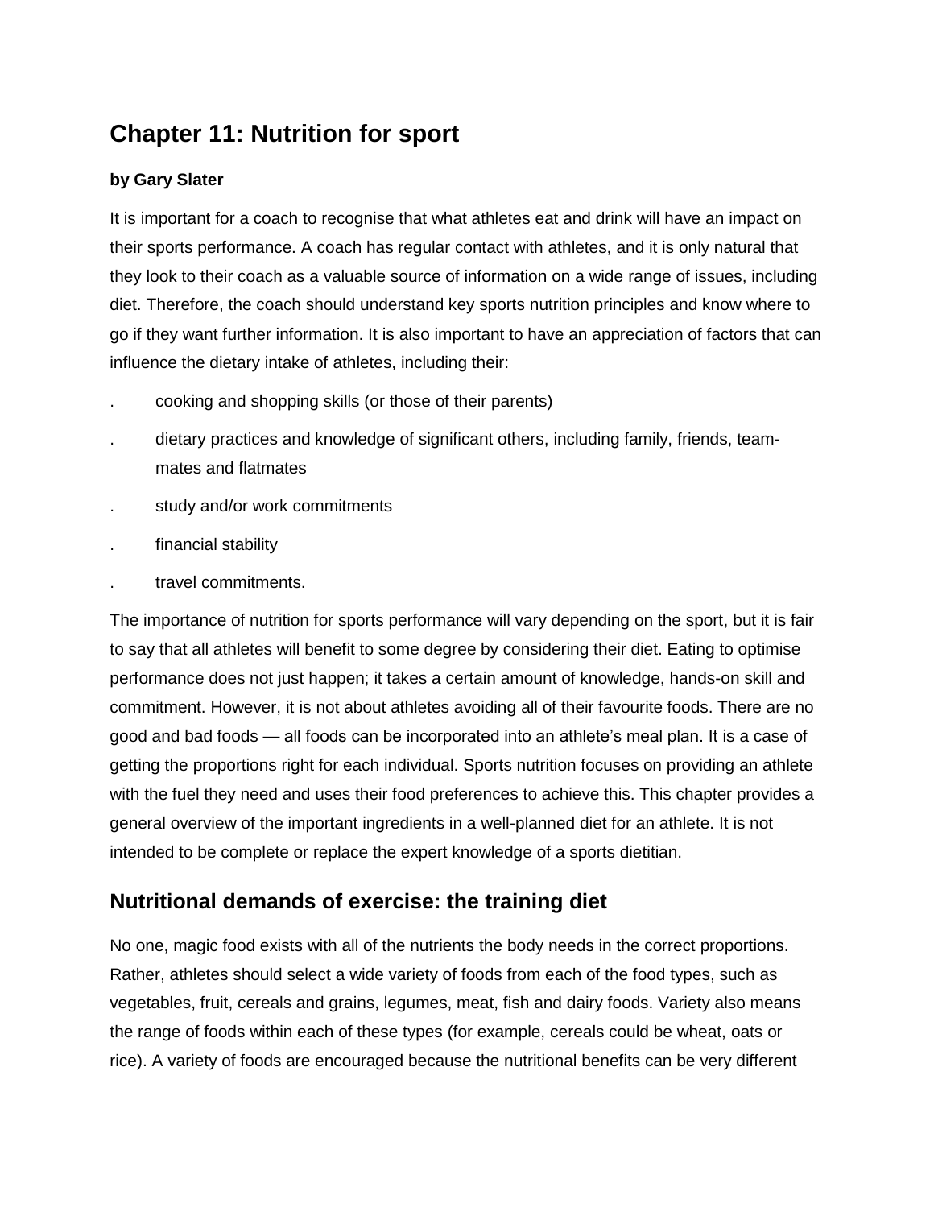# Chapter 11: Nutrition for sport

**by Gary Slater**

It is important for a coach to recognise that what athletes eat and drink will have an impact on their sports performance. A coach has regular contact with athletes, and it is only natural that they look to their coach as a valuable source of information on a wide range of issues, including diet. Therefore, the coach should understand key sports nutrition principles and know where to go if they want further information. It is also important to have an appreciation of factors that can influence the dietary intake of athletes, including their:

- cooking and shopping skills (or those of their parents)
- dietary practices and knowledge of significant others, including family, friends, team-mates and flatmates
- study and/or work commitments
- financial stability
- travel commitments.

The importance of nutrition for sports performance will vary depending on the sport, but it is fair to say that all athletes will benefit to some degree by considering their diet. Eating to optimise performance does not just happen; it takes a certain amount of knowledge, hands-on skill and commitment. However, it is not about athletes avoiding all of their favourite foods. There are no good and bad foods — all foods can be incorporated into an athlete's meal plan. It is a case of getting the proportions right for each individual. Sports nutrition focuses on providing an athlete with the fuel they need and uses their food preferences to achieve this. This chapter provides a general overview of the important ingredients in a well-planned diet for an athlete. It is not intended to be complete or replace the expert knowledge of a sports dietitian.

## Nutritional demands of exercise: the training diet

No one, magic food exists with all of the nutrients the body needs in the correct proportions. Rather, athletes should select a wide variety of foods from each of the food types, such as vegetables, fruit, cereals and grains, legumes, meat, fish and dairy foods. Variety also means the range of foods within each of these types (for example, cereals could be wheat, oats or rice). A variety of foods are encouraged because the nutritional benefits can be very different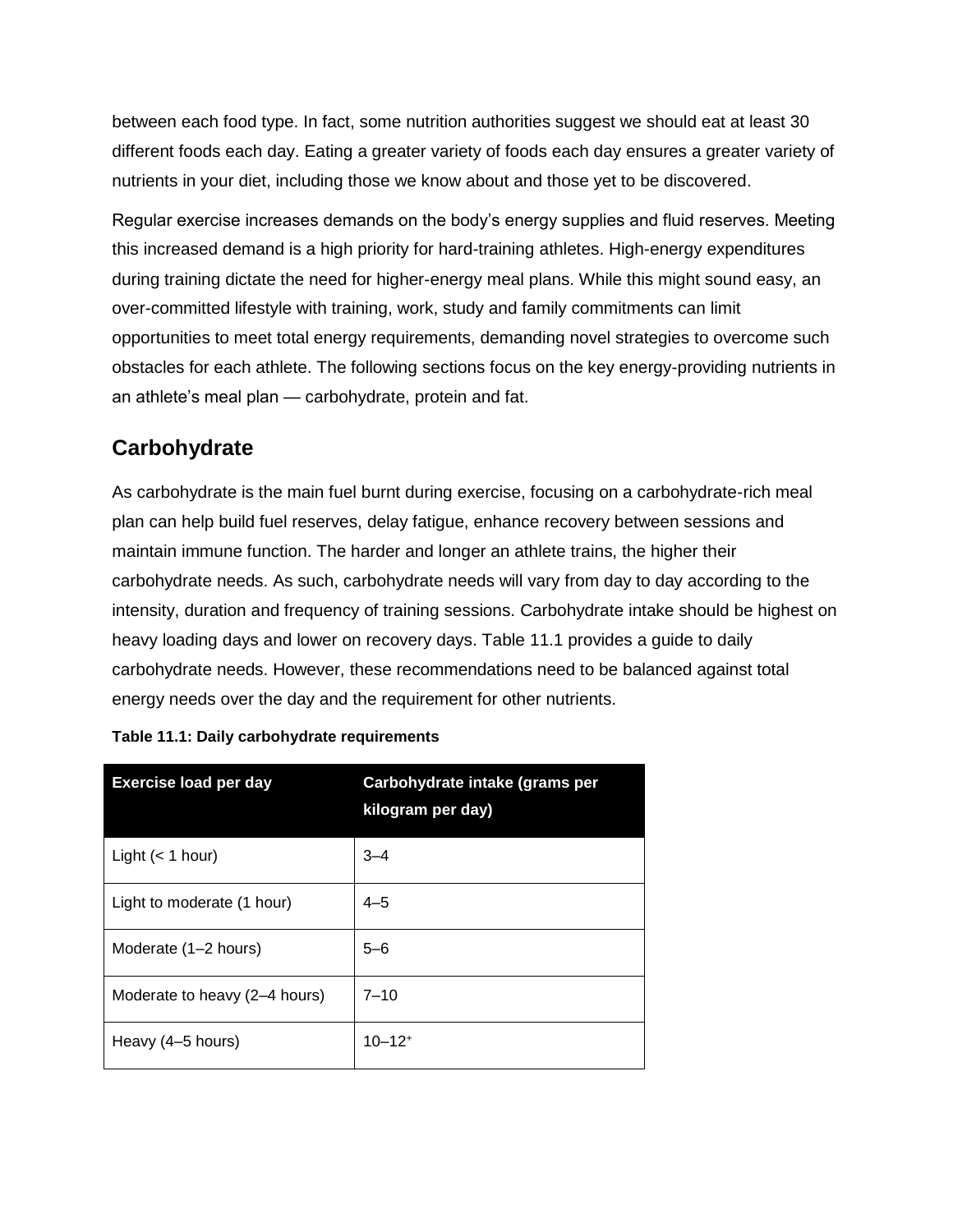between each food type. In fact, some nutrition authorities suggest we should eat at least 30 different foods each day. Eating a greater variety of foods each day ensures a greater variety of nutrients in your diet, including those we know about and those yet to be discovered.

Regular exercise increases demands on the body's energy supplies and fluid reserves. Meeting this increased demand is a high priority for hard-training athletes. High-energy expenditures during training dictate the need for higher-energy meal plans. While this might sound easy, an over-committed lifestyle with training, work, study and family commitments can limit opportunities to meet total energy requirements, demanding novel strategies to overcome such obstacles for each athlete. The following sections focus on the key energy-providing nutrients in an athlete's meal plan — carbohydrate, protein and fat.

## Carbohydrate

As carbohydrate is the main fuel burnt during exercise, focusing on a carbohydrate-rich meal plan can help build fuel reserves, delay fatigue, enhance recovery between sessions and maintain immune function. The harder and longer an athlete trains, the higher their carbohydrate needs. As such, carbohydrate needs will vary from day to day according to the intensity, duration and frequency of training sessions. Carbohydrate intake should be highest on heavy loading days and lower on recovery days. Table 11.1 provides a guide to daily carbohydrate needs. However, these recommendations need to be balanced against total energy needs over the day and the requirement for other nutrients.

**Table 11.1: Daily carbohydrate requirements**

| Exercise load per day | Carbohydrate intake (grams per kilogram per day) |
| --- | --- |
| Light (< 1 hour) | 3–4 |
| Light to moderate (1 hour) | 4–5 |
| Moderate (1–2 hours) | 5–6 |
| Moderate to heavy (2–4 hours) | 7–10 |
| Heavy (4–5 hours) | 10–12+ |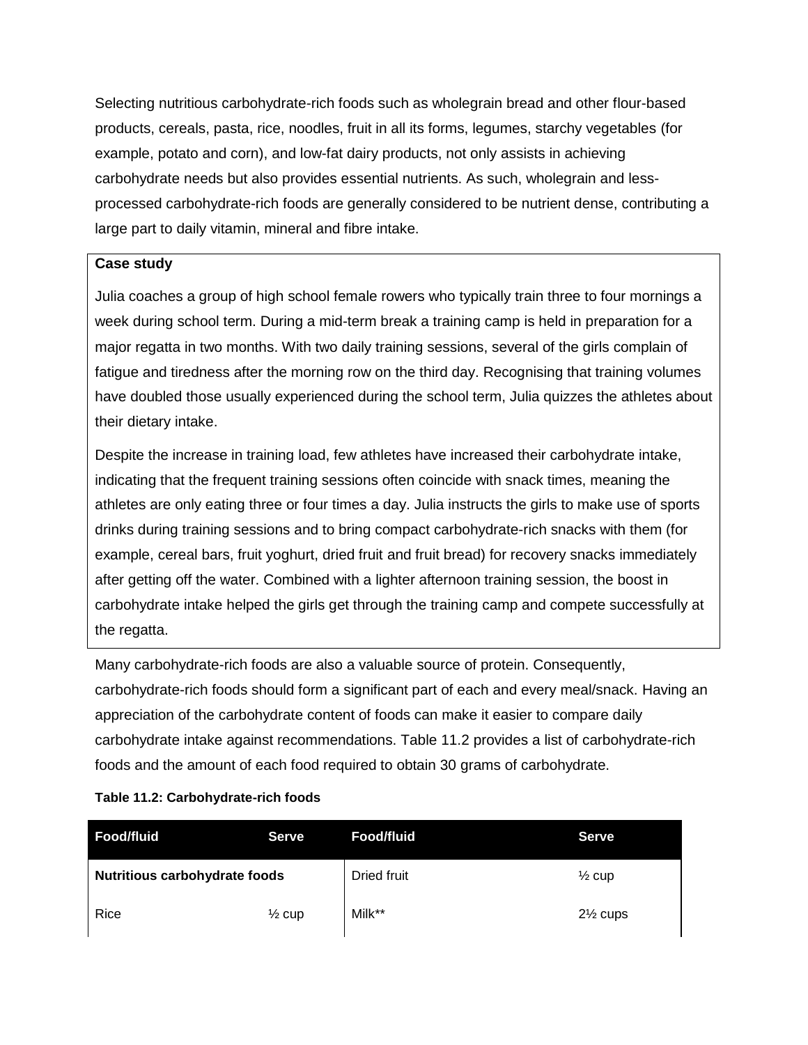Selecting nutritious carbohydrate-rich foods such as wholegrain bread and other flour-based products, cereals, pasta, rice, noodles, fruit in all its forms, legumes, starchy vegetables (for example, potato and corn), and low-fat dairy products, not only assists in achieving carbohydrate needs but also provides essential nutrients. As such, wholegrain and less-processed carbohydrate-rich foods are generally considered to be nutrient dense, contributing a large part to daily vitamin, mineral and fibre intake.

**Case study**

Julia coaches a group of high school female rowers who typically train three to four mornings a week during school term. During a mid-term break a training camp is held in preparation for a major regatta in two months. With two daily training sessions, several of the girls complain of fatigue and tiredness after the morning row on the third day. Recognising that training volumes have doubled those usually experienced during the school term, Julia quizzes the athletes about their dietary intake.

Despite the increase in training load, few athletes have increased their carbohydrate intake, indicating that the frequent training sessions often coincide with snack times, meaning the athletes are only eating three or four times a day. Julia instructs the girls to make use of sports drinks during training sessions and to bring compact carbohydrate-rich snacks with them (for example, cereal bars, fruit yoghurt, dried fruit and fruit bread) for recovery snacks immediately after getting off the water. Combined with a lighter afternoon training session, the boost in carbohydrate intake helped the girls get through the training camp and compete successfully at the regatta.

Many carbohydrate-rich foods are also a valuable source of protein. Consequently, carbohydrate-rich foods should form a significant part of each and every meal/snack. Having an appreciation of the carbohydrate content of foods can make it easier to compare daily carbohydrate intake against recommendations. Table 11.2 provides a list of carbohydrate-rich foods and the amount of each food required to obtain 30 grams of carbohydrate.

**Table 11.2: Carbohydrate-rich foods**

| Food/fluid | Serve | Food/fluid | Serve |
| --- | --- | --- | --- |
| **Nutritious carbohydrate foods** | | Dried fruit | ½ cup |
| Rice | ½ cup | Milk** | 2½ cups |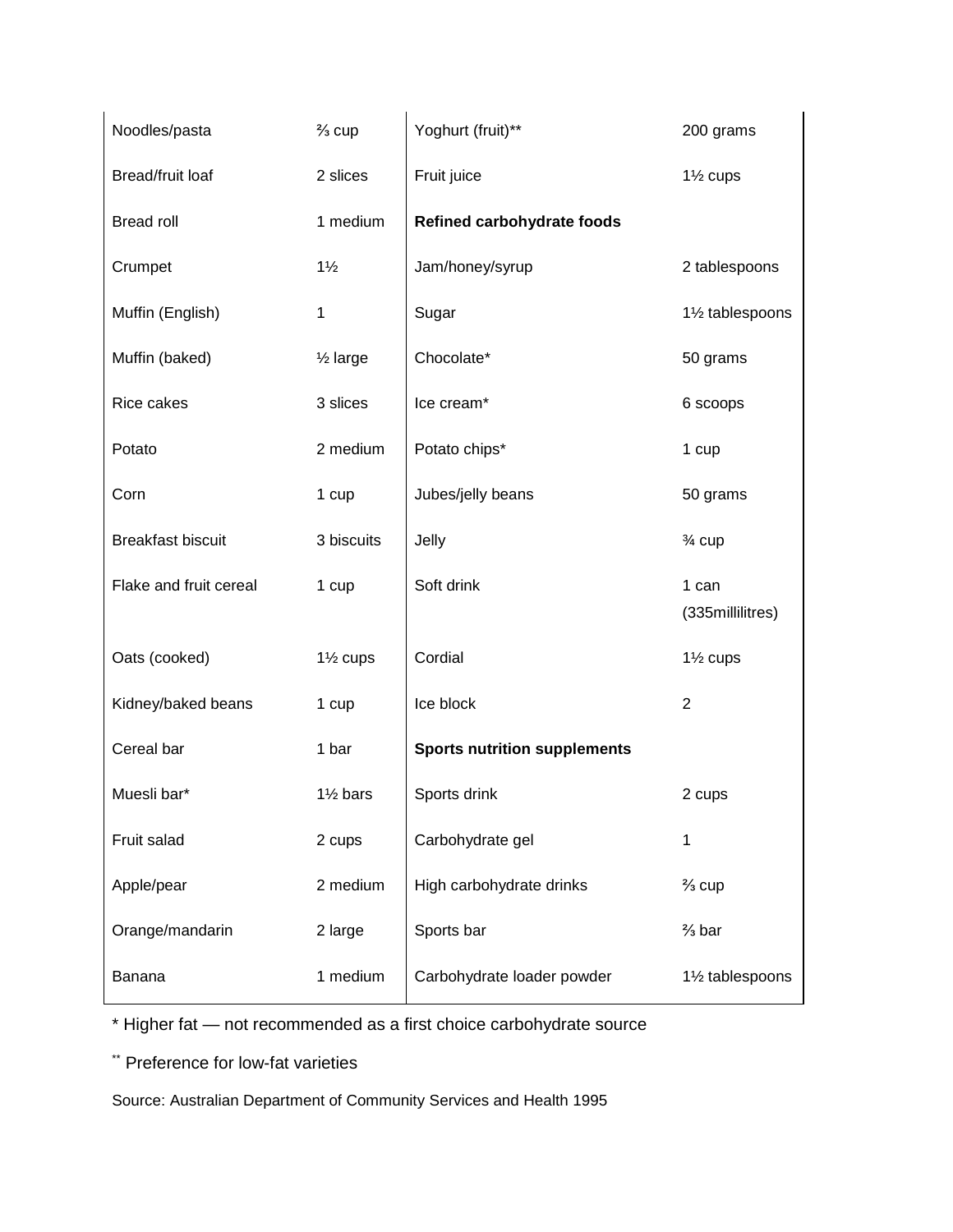| | | | |
|---|---|---|---|
| Noodles/pasta | ⅔ cup | Yoghurt (fruit)** | 200 grams |
| Bread/fruit loaf | 2 slices | Fruit juice | 1½ cups |
| Bread roll | 1 medium | **Refined carbohydrate foods** | |
| Crumpet | 1½ | Jam/honey/syrup | 2 tablespoons |
| Muffin (English) | 1 | Sugar | 1½ tablespoons |
| Muffin (baked) | ½ large | Chocolate* | 50 grams |
| Rice cakes | 3 slices | Ice cream* | 6 scoops |
| Potato | 2 medium | Potato chips* | 1 cup |
| Corn | 1 cup | Jubes/jelly beans | 50 grams |
| Breakfast biscuit | 3 biscuits | Jelly | ¾ cup |
| Flake and fruit cereal | 1 cup | Soft drink | 1 can (335millilitres) |
| Oats (cooked) | 1½ cups | Cordial | 1½ cups |
| Kidney/baked beans | 1 cup | Ice block | 2 |
| Cereal bar | 1 bar | **Sports nutrition supplements** | |
| Muesli bar* | 1½ bars | Sports drink | 2 cups |
| Fruit salad | 2 cups | Carbohydrate gel | 1 |
| Apple/pear | 2 medium | High carbohydrate drinks | ⅔ cup |
| Orange/mandarin | 2 large | Sports bar | ⅔ bar |
| Banana | 1 medium | Carbohydrate loader powder | 1½ tablespoons |

* Higher fat — not recommended as a first choice carbohydrate source

** Preference for low-fat varieties

Source: Australian Department of Community Services and Health 1995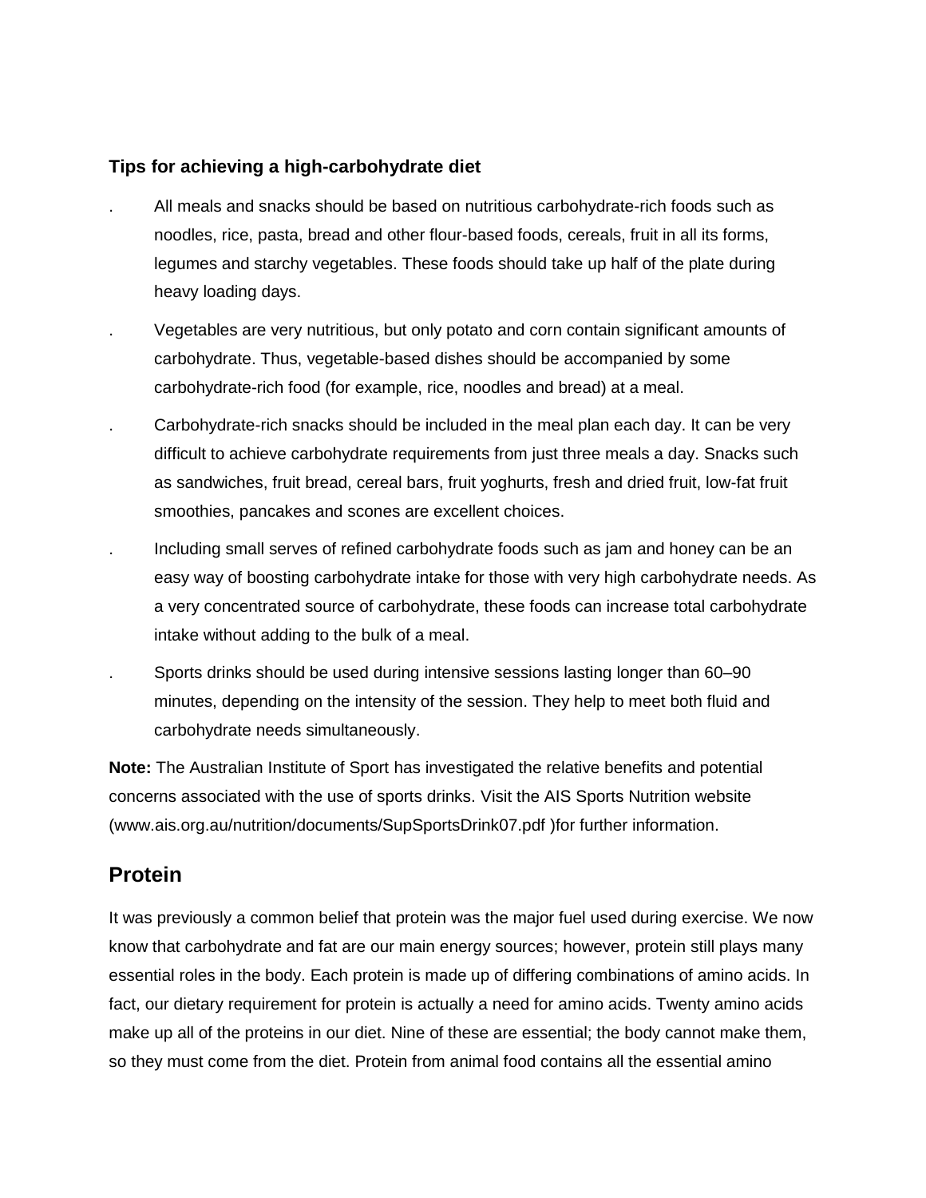**Tips for achieving a high-carbohydrate diet**

- All meals and snacks should be based on nutritious carbohydrate-rich foods such as noodles, rice, pasta, bread and other flour-based foods, cereals, fruit in all its forms, legumes and starchy vegetables. These foods should take up half of the plate during heavy loading days.
- Vegetables are very nutritious, but only potato and corn contain significant amounts of carbohydrate. Thus, vegetable-based dishes should be accompanied by some carbohydrate-rich food (for example, rice, noodles and bread) at a meal.
- Carbohydrate-rich snacks should be included in the meal plan each day. It can be very difficult to achieve carbohydrate requirements from just three meals a day. Snacks such as sandwiches, fruit bread, cereal bars, fruit yoghurts, fresh and dried fruit, low-fat fruit smoothies, pancakes and scones are excellent choices.
- Including small serves of refined carbohydrate foods such as jam and honey can be an easy way of boosting carbohydrate intake for those with very high carbohydrate needs. As a very concentrated source of carbohydrate, these foods can increase total carbohydrate intake without adding to the bulk of a meal.
- Sports drinks should be used during intensive sessions lasting longer than 60–90 minutes, depending on the intensity of the session. They help to meet both fluid and carbohydrate needs simultaneously.

**Note:** The Australian Institute of Sport has investigated the relative benefits and potential concerns associated with the use of sports drinks. Visit the AIS Sports Nutrition website (www.ais.org.au/nutrition/documents/SupSportsDrink07.pdf )for further information.

## Protein

It was previously a common belief that protein was the major fuel used during exercise. We now know that carbohydrate and fat are our main energy sources; however, protein still plays many essential roles in the body. Each protein is made up of differing combinations of amino acids. In fact, our dietary requirement for protein is actually a need for amino acids. Twenty amino acids make up all of the proteins in our diet. Nine of these are essential; the body cannot make them, so they must come from the diet. Protein from animal food contains all the essential amino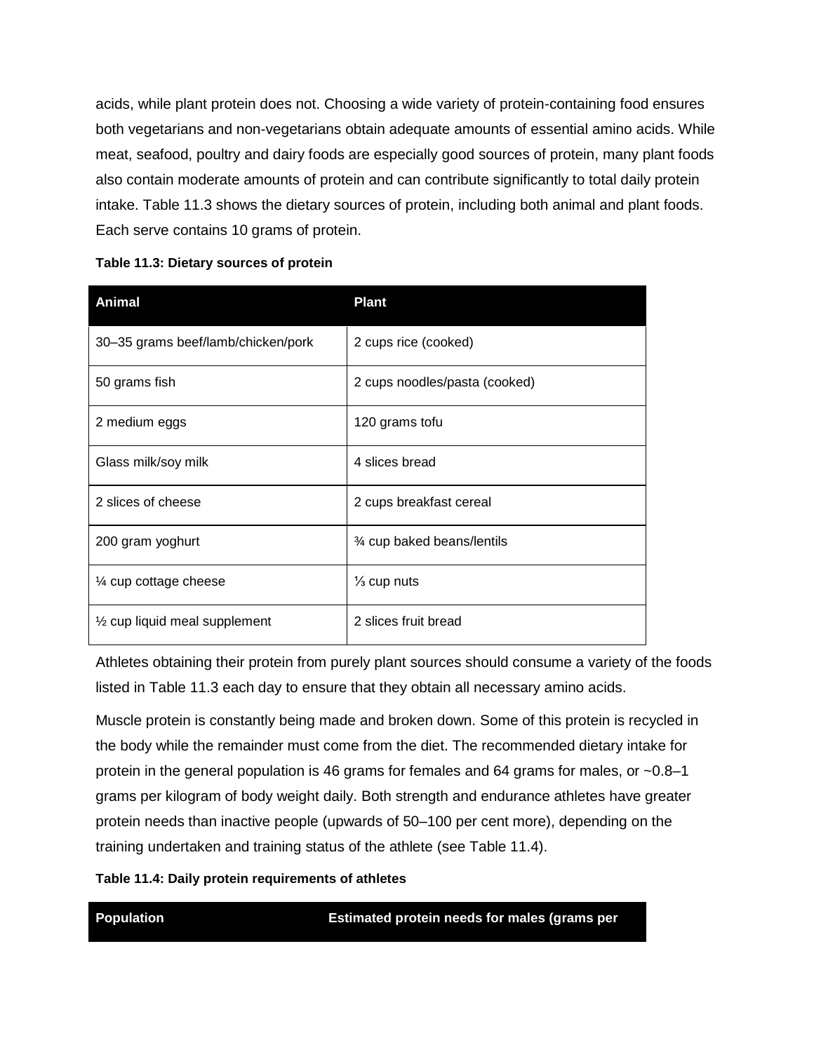acids, while plant protein does not. Choosing a wide variety of protein-containing food ensures both vegetarians and non-vegetarians obtain adequate amounts of essential amino acids. While meat, seafood, poultry and dairy foods are especially good sources of protein, many plant foods also contain moderate amounts of protein and can contribute significantly to total daily protein intake. Table 11.3 shows the dietary sources of protein, including both animal and plant foods. Each serve contains 10 grams of protein.

**Table 11.3: Dietary sources of protein**

| Animal | Plant |
| --- | --- |
| 30–35 grams beef/lamb/chicken/pork | 2 cups rice (cooked) |
| 50 grams fish | 2 cups noodles/pasta (cooked) |
| 2 medium eggs | 120 grams tofu |
| Glass milk/soy milk | 4 slices bread |
| 2 slices of cheese | 2 cups breakfast cereal |
| 200 gram yoghurt | ¾ cup baked beans/lentils |
| ¼ cup cottage cheese | ⅓ cup nuts |
| ½ cup liquid meal supplement | 2 slices fruit bread |

Athletes obtaining their protein from purely plant sources should consume a variety of the foods listed in Table 11.3 each day to ensure that they obtain all necessary amino acids.

Muscle protein is constantly being made and broken down. Some of this protein is recycled in the body while the remainder must come from the diet. The recommended dietary intake for protein in the general population is 46 grams for females and 64 grams for males, or ~0.8–1 grams per kilogram of body weight daily. Both strength and endurance athletes have greater protein needs than inactive people (upwards of 50–100 per cent more), depending on the training undertaken and training status of the athlete (see Table 11.4).

**Table 11.4: Daily protein requirements of athletes**

| Population | Estimated protein needs for males (grams per |
| --- | --- |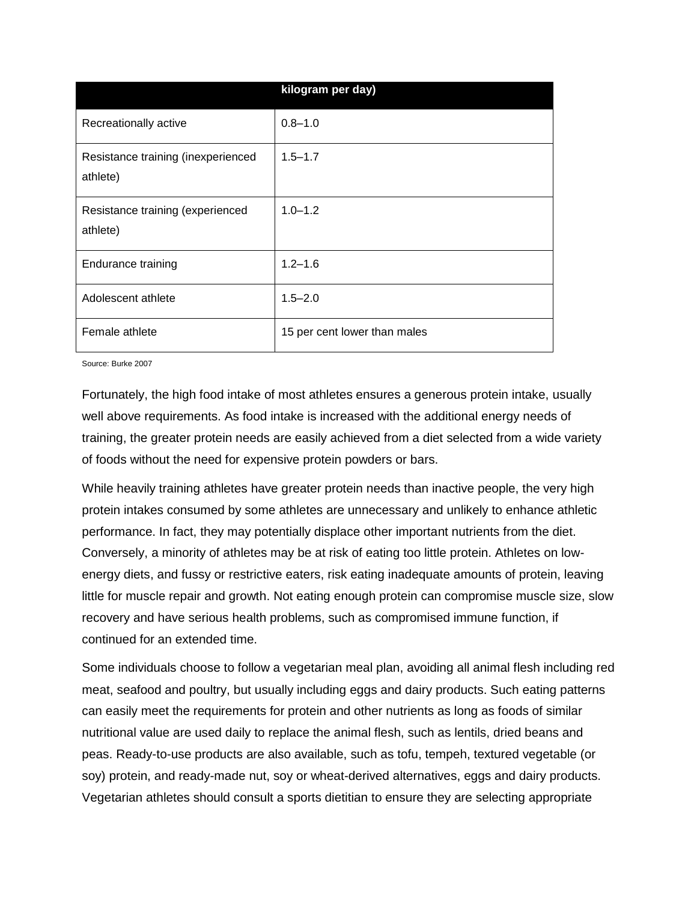| | kilogram per day) |
|---|---|
| Recreationally active | 0.8–1.0 |
| Resistance training (inexperienced athlete) | 1.5–1.7 |
| Resistance training (experienced athlete) | 1.0–1.2 |
| Endurance training | 1.2–1.6 |
| Adolescent athlete | 1.5–2.0 |
| Female athlete | 15 per cent lower than males |

Source: Burke 2007

Fortunately, the high food intake of most athletes ensures a generous protein intake, usually well above requirements. As food intake is increased with the additional energy needs of training, the greater protein needs are easily achieved from a diet selected from a wide variety of foods without the need for expensive protein powders or bars.

While heavily training athletes have greater protein needs than inactive people, the very high protein intakes consumed by some athletes are unnecessary and unlikely to enhance athletic performance. In fact, they may potentially displace other important nutrients from the diet. Conversely, a minority of athletes may be at risk of eating too little protein. Athletes on low-energy diets, and fussy or restrictive eaters, risk eating inadequate amounts of protein, leaving little for muscle repair and growth. Not eating enough protein can compromise muscle size, slow recovery and have serious health problems, such as compromised immune function, if continued for an extended time.

Some individuals choose to follow a vegetarian meal plan, avoiding all animal flesh including red meat, seafood and poultry, but usually including eggs and dairy products. Such eating patterns can easily meet the requirements for protein and other nutrients as long as foods of similar nutritional value are used daily to replace the animal flesh, such as lentils, dried beans and peas. Ready-to-use products are also available, such as tofu, tempeh, textured vegetable (or soy) protein, and ready-made nut, soy or wheat-derived alternatives, eggs and dairy products. Vegetarian athletes should consult a sports dietitian to ensure they are selecting appropriate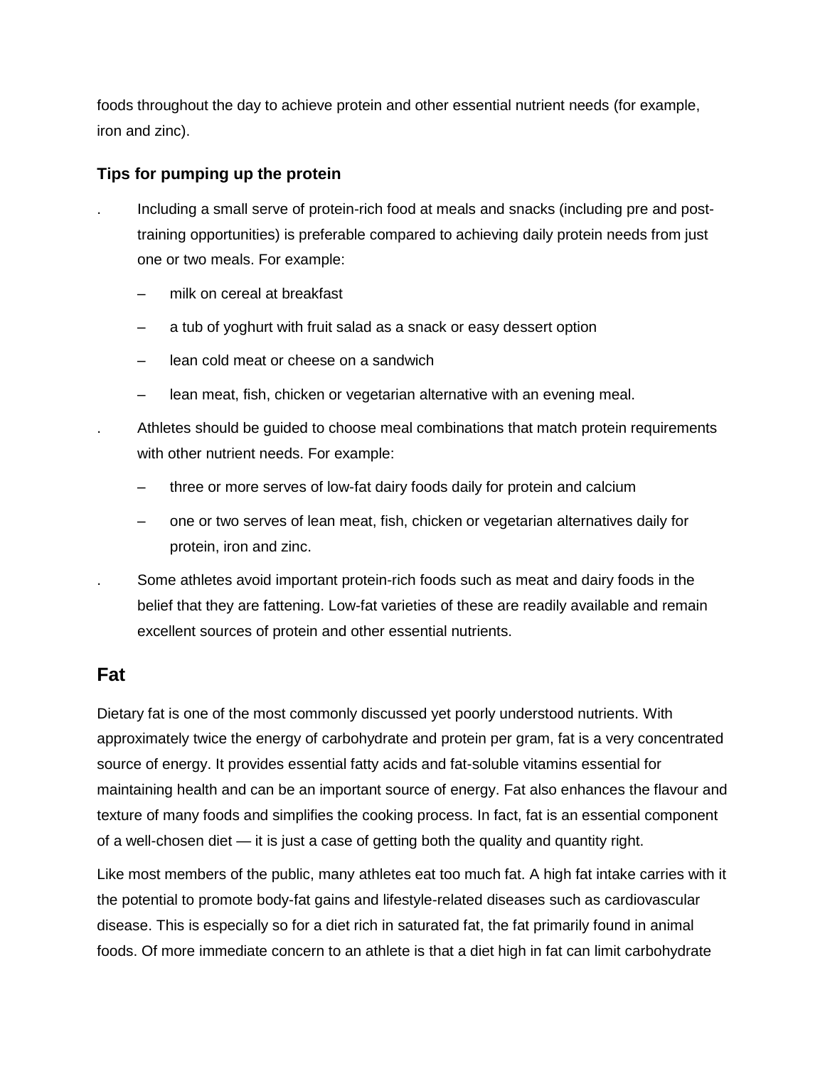foods throughout the day to achieve protein and other essential nutrient needs (for example, iron and zinc).

### Tips for pumping up the protein

- Including a small serve of protein-rich food at meals and snacks (including pre and post-training opportunities) is preferable compared to achieving daily protein needs from just one or two meals. For example:
  - milk on cereal at breakfast
  - a tub of yoghurt with fruit salad as a snack or easy dessert option
  - lean cold meat or cheese on a sandwich
  - lean meat, fish, chicken or vegetarian alternative with an evening meal.
- Athletes should be guided to choose meal combinations that match protein requirements with other nutrient needs. For example:
  - three or more serves of low-fat dairy foods daily for protein and calcium
  - one or two serves of lean meat, fish, chicken or vegetarian alternatives daily for protein, iron and zinc.
- Some athletes avoid important protein-rich foods such as meat and dairy foods in the belief that they are fattening. Low-fat varieties of these are readily available and remain excellent sources of protein and other essential nutrients.

## Fat

Dietary fat is one of the most commonly discussed yet poorly understood nutrients. With approximately twice the energy of carbohydrate and protein per gram, fat is a very concentrated source of energy. It provides essential fatty acids and fat-soluble vitamins essential for maintaining health and can be an important source of energy. Fat also enhances the flavour and texture of many foods and simplifies the cooking process. In fact, fat is an essential component of a well-chosen diet — it is just a case of getting both the quality and quantity right.

Like most members of the public, many athletes eat too much fat. A high fat intake carries with it the potential to promote body-fat gains and lifestyle-related diseases such as cardiovascular disease. This is especially so for a diet rich in saturated fat, the fat primarily found in animal foods. Of more immediate concern to an athlete is that a diet high in fat can limit carbohydrate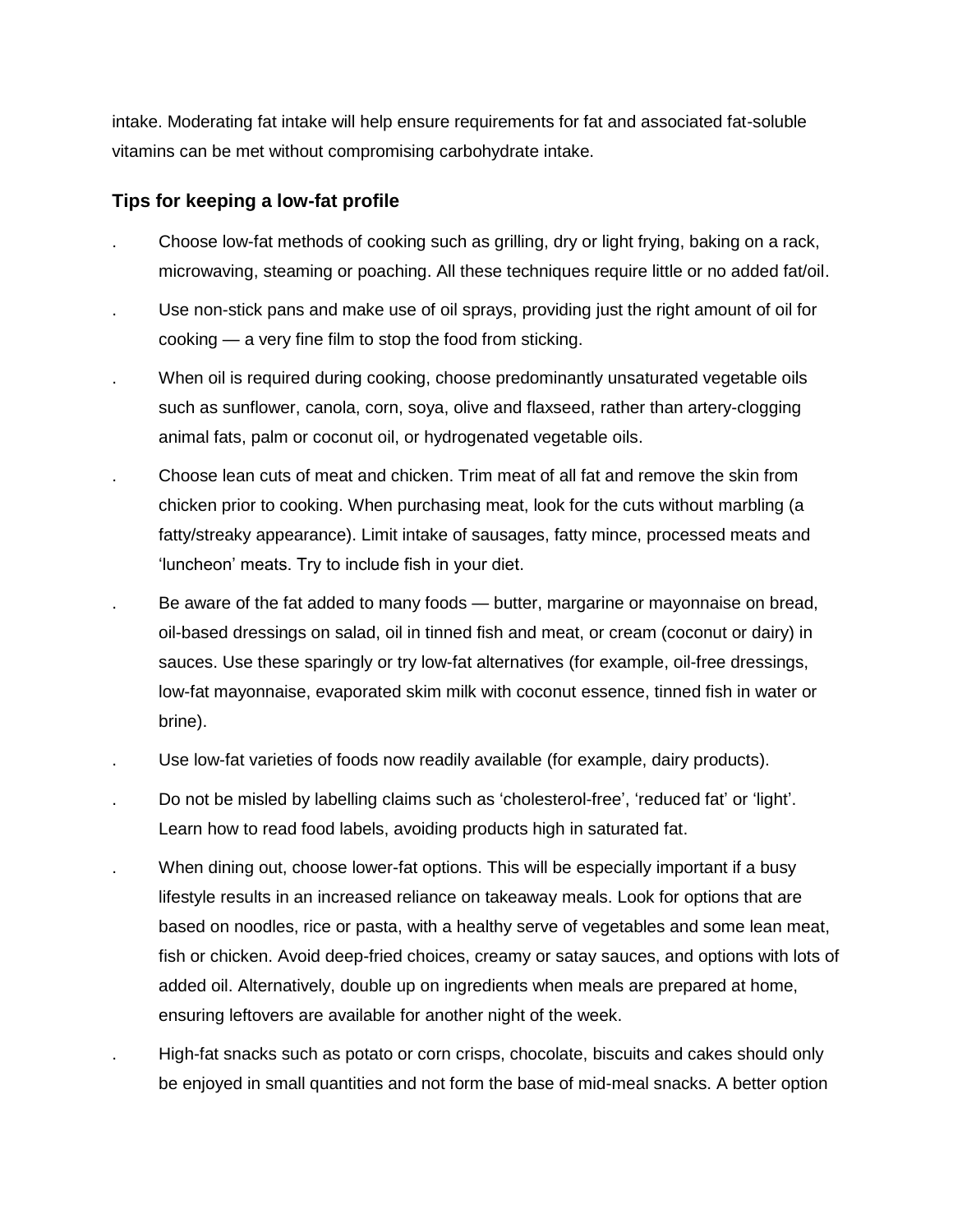intake. Moderating fat intake will help ensure requirements for fat and associated fat-soluble vitamins can be met without compromising carbohydrate intake.

### Tips for keeping a low-fat profile

- Choose low-fat methods of cooking such as grilling, dry or light frying, baking on a rack, microwaving, steaming or poaching. All these techniques require little or no added fat/oil.
- Use non-stick pans and make use of oil sprays, providing just the right amount of oil for cooking — a very fine film to stop the food from sticking.
- When oil is required during cooking, choose predominantly unsaturated vegetable oils such as sunflower, canola, corn, soya, olive and flaxseed, rather than artery-clogging animal fats, palm or coconut oil, or hydrogenated vegetable oils.
- Choose lean cuts of meat and chicken. Trim meat of all fat and remove the skin from chicken prior to cooking. When purchasing meat, look for the cuts without marbling (a fatty/streaky appearance). Limit intake of sausages, fatty mince, processed meats and 'luncheon' meats. Try to include fish in your diet.
- Be aware of the fat added to many foods — butter, margarine or mayonnaise on bread, oil-based dressings on salad, oil in tinned fish and meat, or cream (coconut or dairy) in sauces. Use these sparingly or try low-fat alternatives (for example, oil-free dressings, low-fat mayonnaise, evaporated skim milk with coconut essence, tinned fish in water or brine).
- Use low-fat varieties of foods now readily available (for example, dairy products).
- Do not be misled by labelling claims such as 'cholesterol-free', 'reduced fat' or 'light'. Learn how to read food labels, avoiding products high in saturated fat.
- When dining out, choose lower-fat options. This will be especially important if a busy lifestyle results in an increased reliance on takeaway meals. Look for options that are based on noodles, rice or pasta, with a healthy serve of vegetables and some lean meat, fish or chicken. Avoid deep-fried choices, creamy or satay sauces, and options with lots of added oil. Alternatively, double up on ingredients when meals are prepared at home, ensuring leftovers are available for another night of the week.
- High-fat snacks such as potato or corn crisps, chocolate, biscuits and cakes should only be enjoyed in small quantities and not form the base of mid-meal snacks. A better option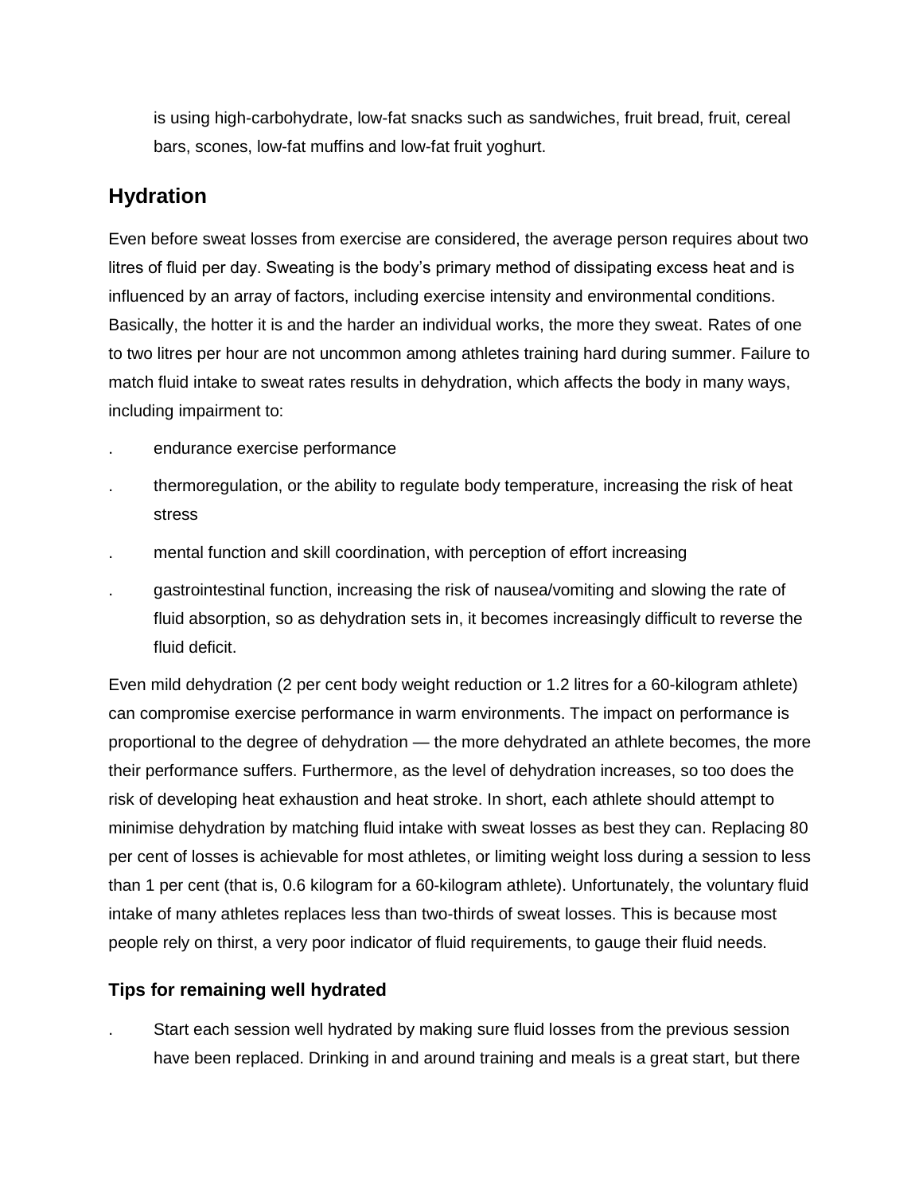is using high-carbohydrate, low-fat snacks such as sandwiches, fruit bread, fruit, cereal bars, scones, low-fat muffins and low-fat fruit yoghurt.

## Hydration

Even before sweat losses from exercise are considered, the average person requires about two litres of fluid per day. Sweating is the body's primary method of dissipating excess heat and is influenced by an array of factors, including exercise intensity and environmental conditions. Basically, the hotter it is and the harder an individual works, the more they sweat. Rates of one to two litres per hour are not uncommon among athletes training hard during summer. Failure to match fluid intake to sweat rates results in dehydration, which affects the body in many ways, including impairment to:

- endurance exercise performance
- thermoregulation, or the ability to regulate body temperature, increasing the risk of heat stress
- mental function and skill coordination, with perception of effort increasing
- gastrointestinal function, increasing the risk of nausea/vomiting and slowing the rate of fluid absorption, so as dehydration sets in, it becomes increasingly difficult to reverse the fluid deficit.

Even mild dehydration (2 per cent body weight reduction or 1.2 litres for a 60-kilogram athlete) can compromise exercise performance in warm environments. The impact on performance is proportional to the degree of dehydration — the more dehydrated an athlete becomes, the more their performance suffers. Furthermore, as the level of dehydration increases, so too does the risk of developing heat exhaustion and heat stroke. In short, each athlete should attempt to minimise dehydration by matching fluid intake with sweat losses as best they can. Replacing 80 per cent of losses is achievable for most athletes, or limiting weight loss during a session to less than 1 per cent (that is, 0.6 kilogram for a 60-kilogram athlete). Unfortunately, the voluntary fluid intake of many athletes replaces less than two-thirds of sweat losses. This is because most people rely on thirst, a very poor indicator of fluid requirements, to gauge their fluid needs.

### Tips for remaining well hydrated

- Start each session well hydrated by making sure fluid losses from the previous session have been replaced. Drinking in and around training and meals is a great start, but there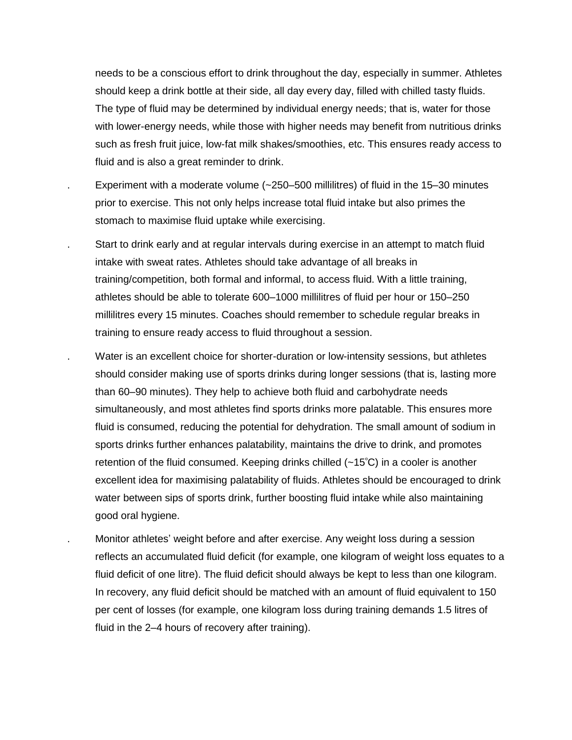needs to be a conscious effort to drink throughout the day, especially in summer. Athletes should keep a drink bottle at their side, all day every day, filled with chilled tasty fluids. The type of fluid may be determined by individual energy needs; that is, water for those with lower-energy needs, while those with higher needs may benefit from nutritious drinks such as fresh fruit juice, low-fat milk shakes/smoothies, etc. This ensures ready access to fluid and is also a great reminder to drink.

- Experiment with a moderate volume (~250–500 millilitres) of fluid in the 15–30 minutes prior to exercise. This not only helps increase total fluid intake but also primes the stomach to maximise fluid uptake while exercising.

- Start to drink early and at regular intervals during exercise in an attempt to match fluid intake with sweat rates. Athletes should take advantage of all breaks in training/competition, both formal and informal, to access fluid. With a little training, athletes should be able to tolerate 600–1000 millilitres of fluid per hour or 150–250 millilitres every 15 minutes. Coaches should remember to schedule regular breaks in training to ensure ready access to fluid throughout a session.

- Water is an excellent choice for shorter-duration or low-intensity sessions, but athletes should consider making use of sports drinks during longer sessions (that is, lasting more than 60–90 minutes). They help to achieve both fluid and carbohydrate needs simultaneously, and most athletes find sports drinks more palatable. This ensures more fluid is consumed, reducing the potential for dehydration. The small amount of sodium in sports drinks further enhances palatability, maintains the drive to drink, and promotes retention of the fluid consumed. Keeping drinks chilled (~15°C) in a cooler is another excellent idea for maximising palatability of fluids. Athletes should be encouraged to drink water between sips of sports drink, further boosting fluid intake while also maintaining good oral hygiene.

- Monitor athletes' weight before and after exercise. Any weight loss during a session reflects an accumulated fluid deficit (for example, one kilogram of weight loss equates to a fluid deficit of one litre). The fluid deficit should always be kept to less than one kilogram. In recovery, any fluid deficit should be matched with an amount of fluid equivalent to 150 per cent of losses (for example, one kilogram loss during training demands 1.5 litres of fluid in the 2–4 hours of recovery after training).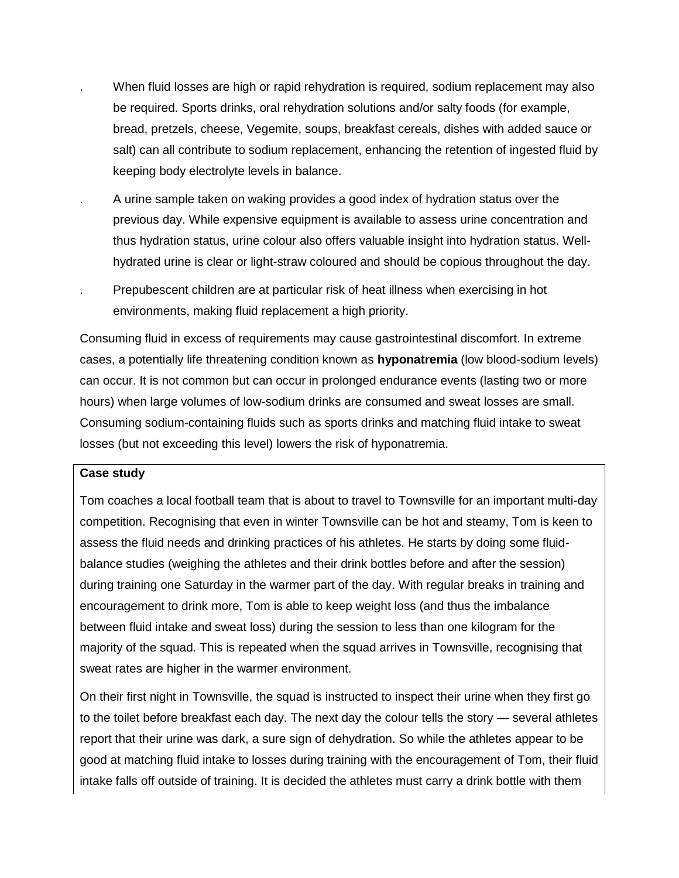- When fluid losses are high or rapid rehydration is required, sodium replacement may also be required. Sports drinks, oral rehydration solutions and/or salty foods (for example, bread, pretzels, cheese, Vegemite, soups, breakfast cereals, dishes with added sauce or salt) can all contribute to sodium replacement, enhancing the retention of ingested fluid by keeping body electrolyte levels in balance.
- A urine sample taken on waking provides a good index of hydration status over the previous day. While expensive equipment is available to assess urine concentration and thus hydration status, urine colour also offers valuable insight into hydration status. Well-hydrated urine is clear or light-straw coloured and should be copious throughout the day.
- Prepubescent children are at particular risk of heat illness when exercising in hot environments, making fluid replacement a high priority.

Consuming fluid in excess of requirements may cause gastrointestinal discomfort. In extreme cases, a potentially life threatening condition known as **hyponatremia** (low blood-sodium levels) can occur. It is not common but can occur in prolonged endurance events (lasting two or more hours) when large volumes of low-sodium drinks are consumed and sweat losses are small. Consuming sodium-containing fluids such as sports drinks and matching fluid intake to sweat losses (but not exceeding this level) lowers the risk of hyponatremia.

**Case study**

Tom coaches a local football team that is about to travel to Townsville for an important multi-day competition. Recognising that even in winter Townsville can be hot and steamy, Tom is keen to assess the fluid needs and drinking practices of his athletes. He starts by doing some fluid-balance studies (weighing the athletes and their drink bottles before and after the session) during training one Saturday in the warmer part of the day. With regular breaks in training and encouragement to drink more, Tom is able to keep weight loss (and thus the imbalance between fluid intake and sweat loss) during the session to less than one kilogram for the majority of the squad. This is repeated when the squad arrives in Townsville, recognising that sweat rates are higher in the warmer environment.

On their first night in Townsville, the squad is instructed to inspect their urine when they first go to the toilet before breakfast each day. The next day the colour tells the story — several athletes report that their urine was dark, a sure sign of dehydration. So while the athletes appear to be good at matching fluid intake to losses during training with the encouragement of Tom, their fluid intake falls off outside of training. It is decided the athletes must carry a drink bottle with them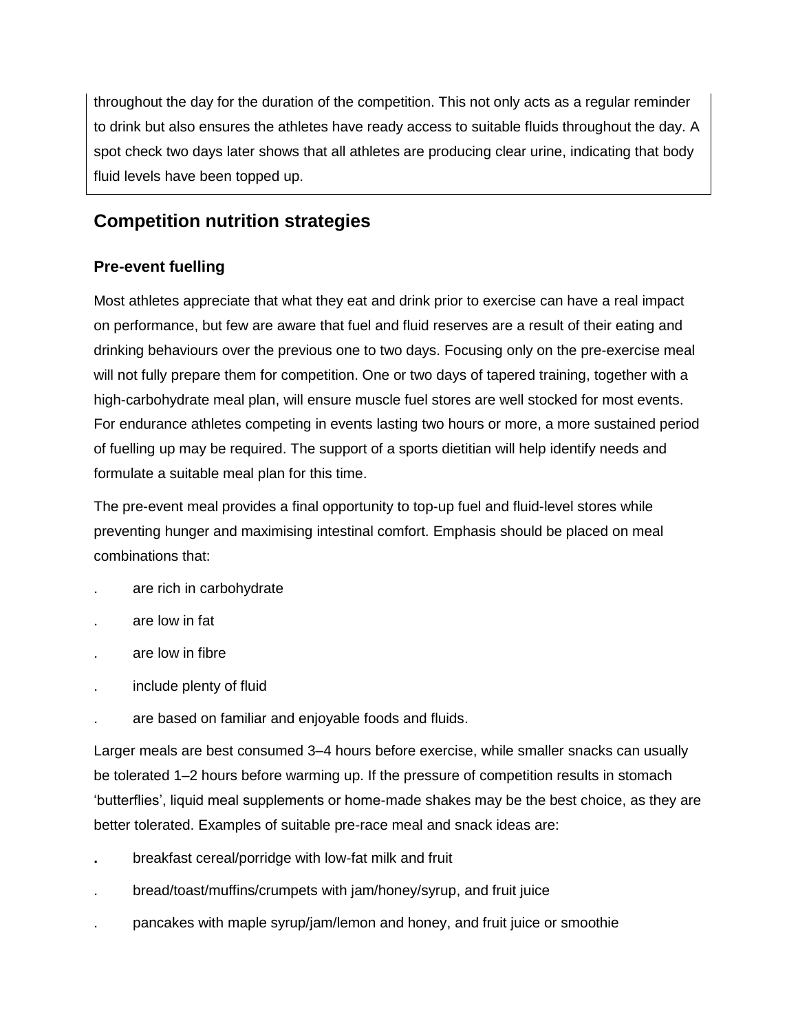throughout the day for the duration of the competition. This not only acts as a regular reminder to drink but also ensures the athletes have ready access to suitable fluids throughout the day. A spot check two days later shows that all athletes are producing clear urine, indicating that body fluid levels have been topped up.

## Competition nutrition strategies

### Pre-event fuelling

Most athletes appreciate that what they eat and drink prior to exercise can have a real impact on performance, but few are aware that fuel and fluid reserves are a result of their eating and drinking behaviours over the previous one to two days. Focusing only on the pre-exercise meal will not fully prepare them for competition. One or two days of tapered training, together with a high-carbohydrate meal plan, will ensure muscle fuel stores are well stocked for most events. For endurance athletes competing in events lasting two hours or more, a more sustained period of fuelling up may be required. The support of a sports dietitian will help identify needs and formulate a suitable meal plan for this time.

The pre-event meal provides a final opportunity to top-up fuel and fluid-level stores while preventing hunger and maximising intestinal comfort. Emphasis should be placed on meal combinations that:

- are rich in carbohydrate
- are low in fat
- are low in fibre
- include plenty of fluid
- are based on familiar and enjoyable foods and fluids.

Larger meals are best consumed 3–4 hours before exercise, while smaller snacks can usually be tolerated 1–2 hours before warming up. If the pressure of competition results in stomach 'butterflies', liquid meal supplements or home-made shakes may be the best choice, as they are better tolerated. Examples of suitable pre-race meal and snack ideas are:

- breakfast cereal/porridge with low-fat milk and fruit
- bread/toast/muffins/crumpets with jam/honey/syrup, and fruit juice
- pancakes with maple syrup/jam/lemon and honey, and fruit juice or smoothie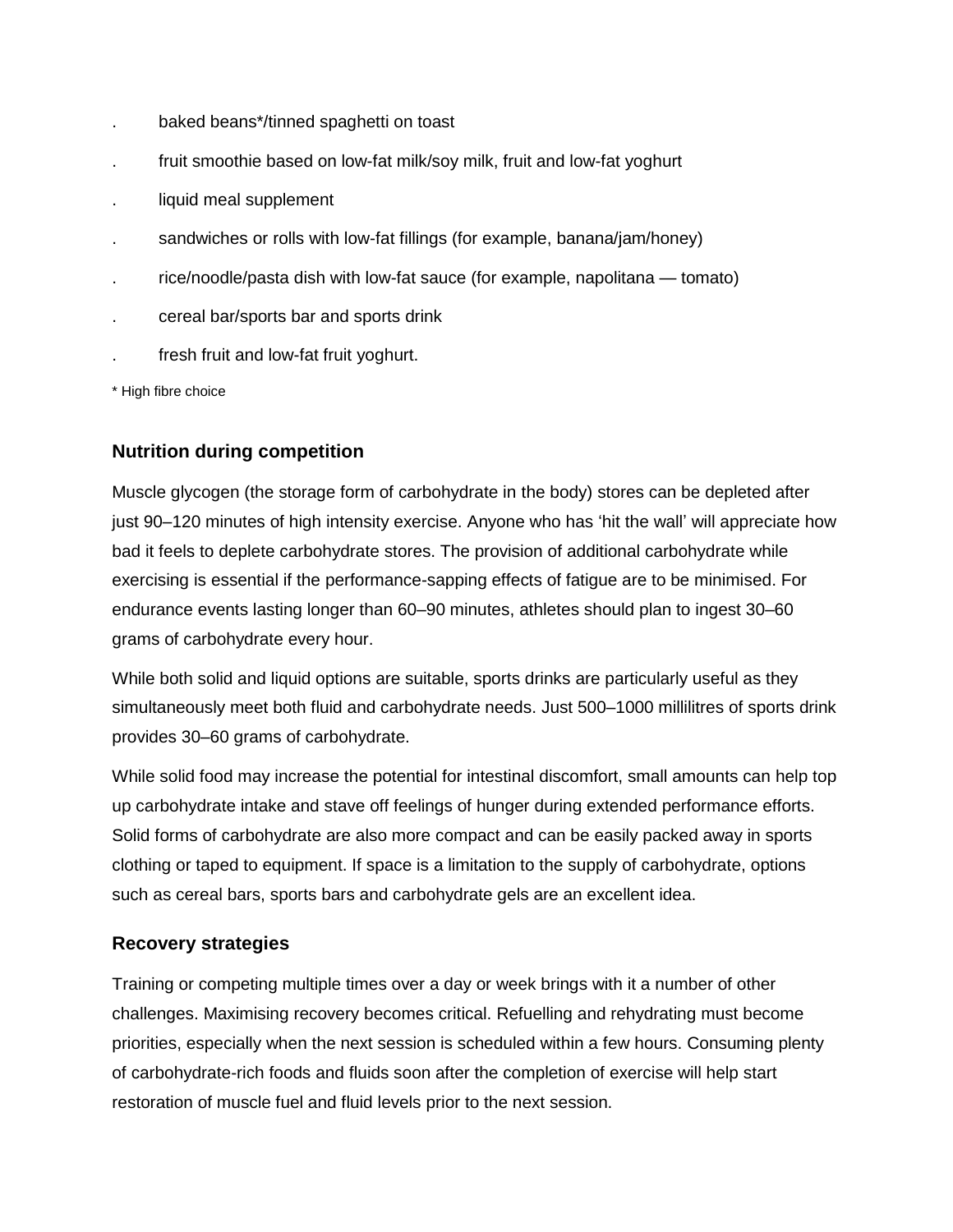- baked beans*/tinned spaghetti on toast
- fruit smoothie based on low-fat milk/soy milk, fruit and low-fat yoghurt
- liquid meal supplement
- sandwiches or rolls with low-fat fillings (for example, banana/jam/honey)
- rice/noodle/pasta dish with low-fat sauce (for example, napolitana — tomato)
- cereal bar/sports bar and sports drink
- fresh fruit and low-fat fruit yoghurt.

\* High fibre choice

### Nutrition during competition

Muscle glycogen (the storage form of carbohydrate in the body) stores can be depleted after just 90–120 minutes of high intensity exercise. Anyone who has 'hit the wall' will appreciate how bad it feels to deplete carbohydrate stores. The provision of additional carbohydrate while exercising is essential if the performance-sapping effects of fatigue are to be minimised. For endurance events lasting longer than 60–90 minutes, athletes should plan to ingest 30–60 grams of carbohydrate every hour.

While both solid and liquid options are suitable, sports drinks are particularly useful as they simultaneously meet both fluid and carbohydrate needs. Just 500–1000 millilitres of sports drink provides 30–60 grams of carbohydrate.

While solid food may increase the potential for intestinal discomfort, small amounts can help top up carbohydrate intake and stave off feelings of hunger during extended performance efforts. Solid forms of carbohydrate are also more compact and can be easily packed away in sports clothing or taped to equipment. If space is a limitation to the supply of carbohydrate, options such as cereal bars, sports bars and carbohydrate gels are an excellent idea.

### Recovery strategies

Training or competing multiple times over a day or week brings with it a number of other challenges. Maximising recovery becomes critical. Refuelling and rehydrating must become priorities, especially when the next session is scheduled within a few hours. Consuming plenty of carbohydrate-rich foods and fluids soon after the completion of exercise will help start restoration of muscle fuel and fluid levels prior to the next session.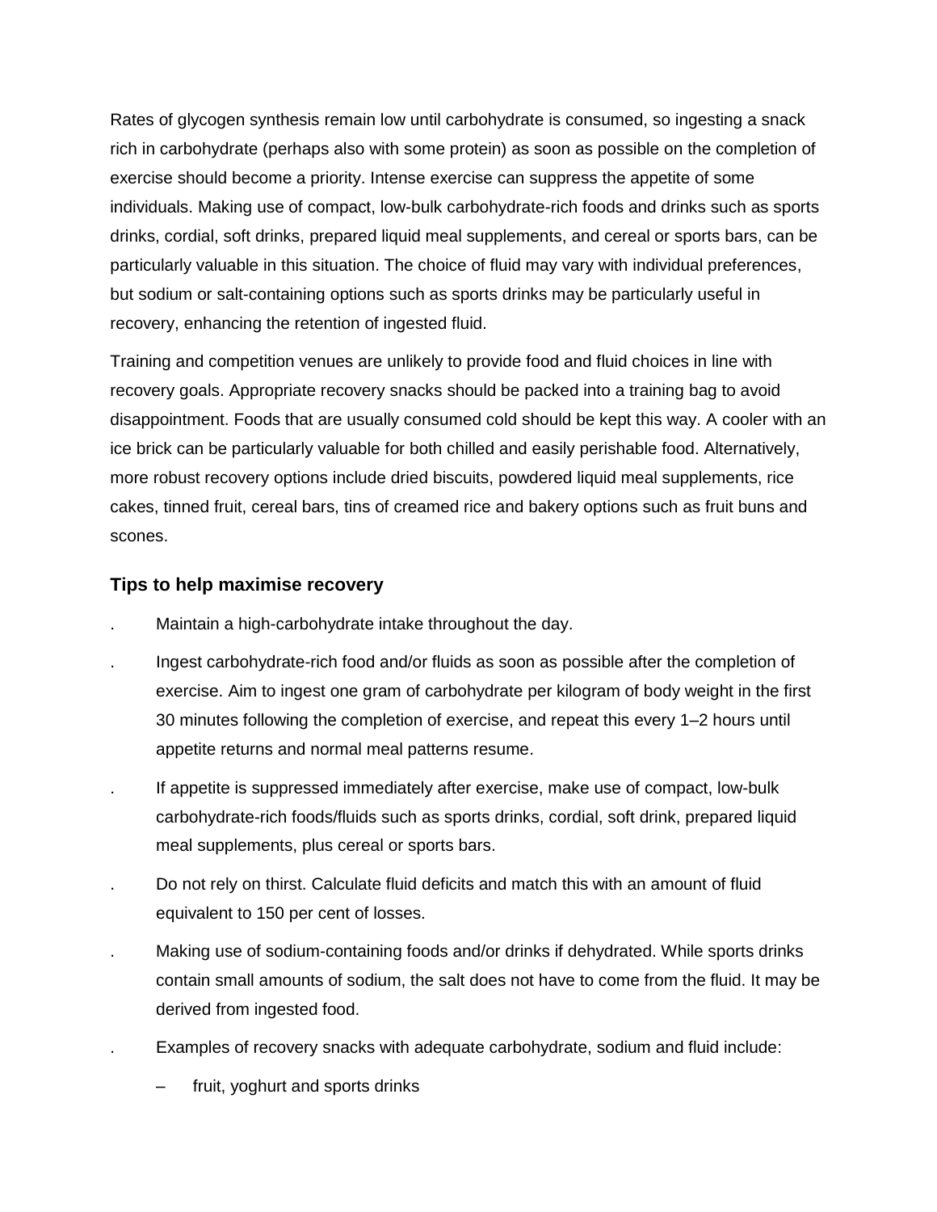Rates of glycogen synthesis remain low until carbohydrate is consumed, so ingesting a snack rich in carbohydrate (perhaps also with some protein) as soon as possible on the completion of exercise should become a priority. Intense exercise can suppress the appetite of some individuals. Making use of compact, low-bulk carbohydrate-rich foods and drinks such as sports drinks, cordial, soft drinks, prepared liquid meal supplements, and cereal or sports bars, can be particularly valuable in this situation. The choice of fluid may vary with individual preferences, but sodium or salt-containing options such as sports drinks may be particularly useful in recovery, enhancing the retention of ingested fluid.

Training and competition venues are unlikely to provide food and fluid choices in line with recovery goals. Appropriate recovery snacks should be packed into a training bag to avoid disappointment. Foods that are usually consumed cold should be kept this way. A cooler with an ice brick can be particularly valuable for both chilled and easily perishable food. Alternatively, more robust recovery options include dried biscuits, powdered liquid meal supplements, rice cakes, tinned fruit, cereal bars, tins of creamed rice and bakery options such as fruit buns and scones.

### Tips to help maximise recovery

- Maintain a high-carbohydrate intake throughout the day.
- Ingest carbohydrate-rich food and/or fluids as soon as possible after the completion of exercise. Aim to ingest one gram of carbohydrate per kilogram of body weight in the first 30 minutes following the completion of exercise, and repeat this every 1–2 hours until appetite returns and normal meal patterns resume.
- If appetite is suppressed immediately after exercise, make use of compact, low-bulk carbohydrate-rich foods/fluids such as sports drinks, cordial, soft drink, prepared liquid meal supplements, plus cereal or sports bars.
- Do not rely on thirst. Calculate fluid deficits and match this with an amount of fluid equivalent to 150 per cent of losses.
- Making use of sodium-containing foods and/or drinks if dehydrated. While sports drinks contain small amounts of sodium, the salt does not have to come from the fluid. It may be derived from ingested food.
- Examples of recovery snacks with adequate carbohydrate, sodium and fluid include:
  - fruit, yoghurt and sports drinks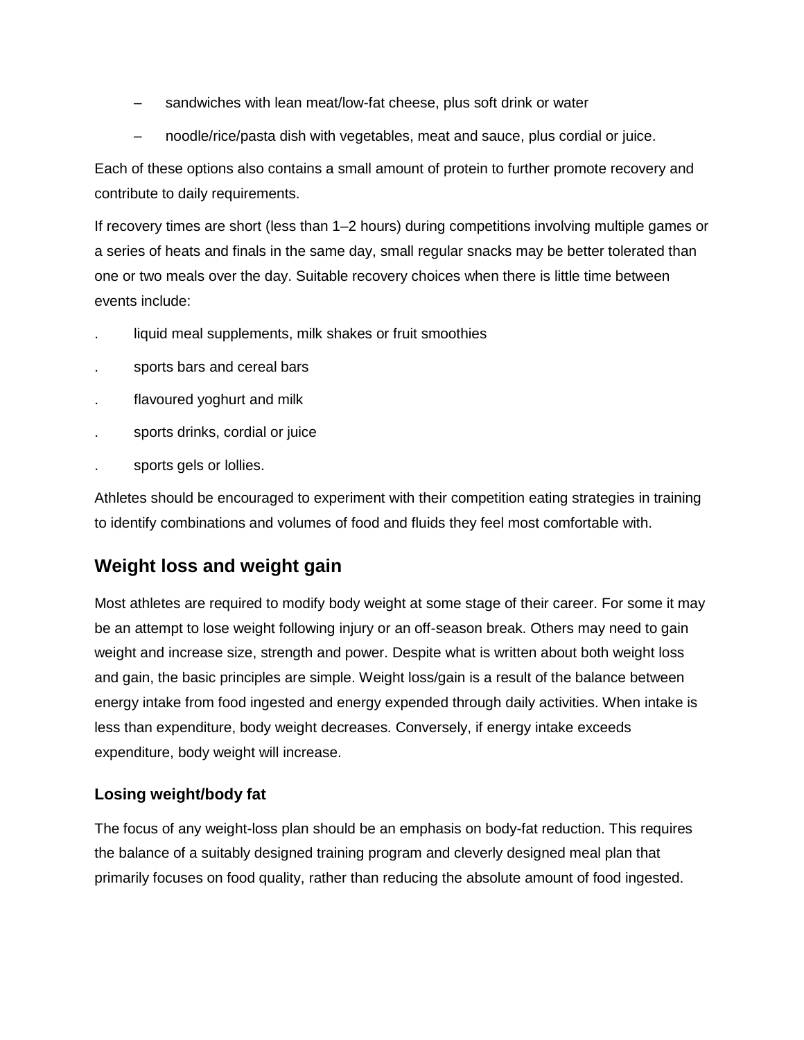- sandwiches with lean meat/low-fat cheese, plus soft drink or water
- noodle/rice/pasta dish with vegetables, meat and sauce, plus cordial or juice.

Each of these options also contains a small amount of protein to further promote recovery and contribute to daily requirements.

If recovery times are short (less than 1–2 hours) during competitions involving multiple games or a series of heats and finals in the same day, small regular snacks may be better tolerated than one or two meals over the day. Suitable recovery choices when there is little time between events include:

- liquid meal supplements, milk shakes or fruit smoothies
- sports bars and cereal bars
- flavoured yoghurt and milk
- sports drinks, cordial or juice
- sports gels or lollies.

Athletes should be encouraged to experiment with their competition eating strategies in training to identify combinations and volumes of food and fluids they feel most comfortable with.

## Weight loss and weight gain

Most athletes are required to modify body weight at some stage of their career. For some it may be an attempt to lose weight following injury or an off-season break. Others may need to gain weight and increase size, strength and power. Despite what is written about both weight loss and gain, the basic principles are simple. Weight loss/gain is a result of the balance between energy intake from food ingested and energy expended through daily activities. When intake is less than expenditure, body weight decreases. Conversely, if energy intake exceeds expenditure, body weight will increase.

### Losing weight/body fat

The focus of any weight-loss plan should be an emphasis on body-fat reduction. This requires the balance of a suitably designed training program and cleverly designed meal plan that primarily focuses on food quality, rather than reducing the absolute amount of food ingested.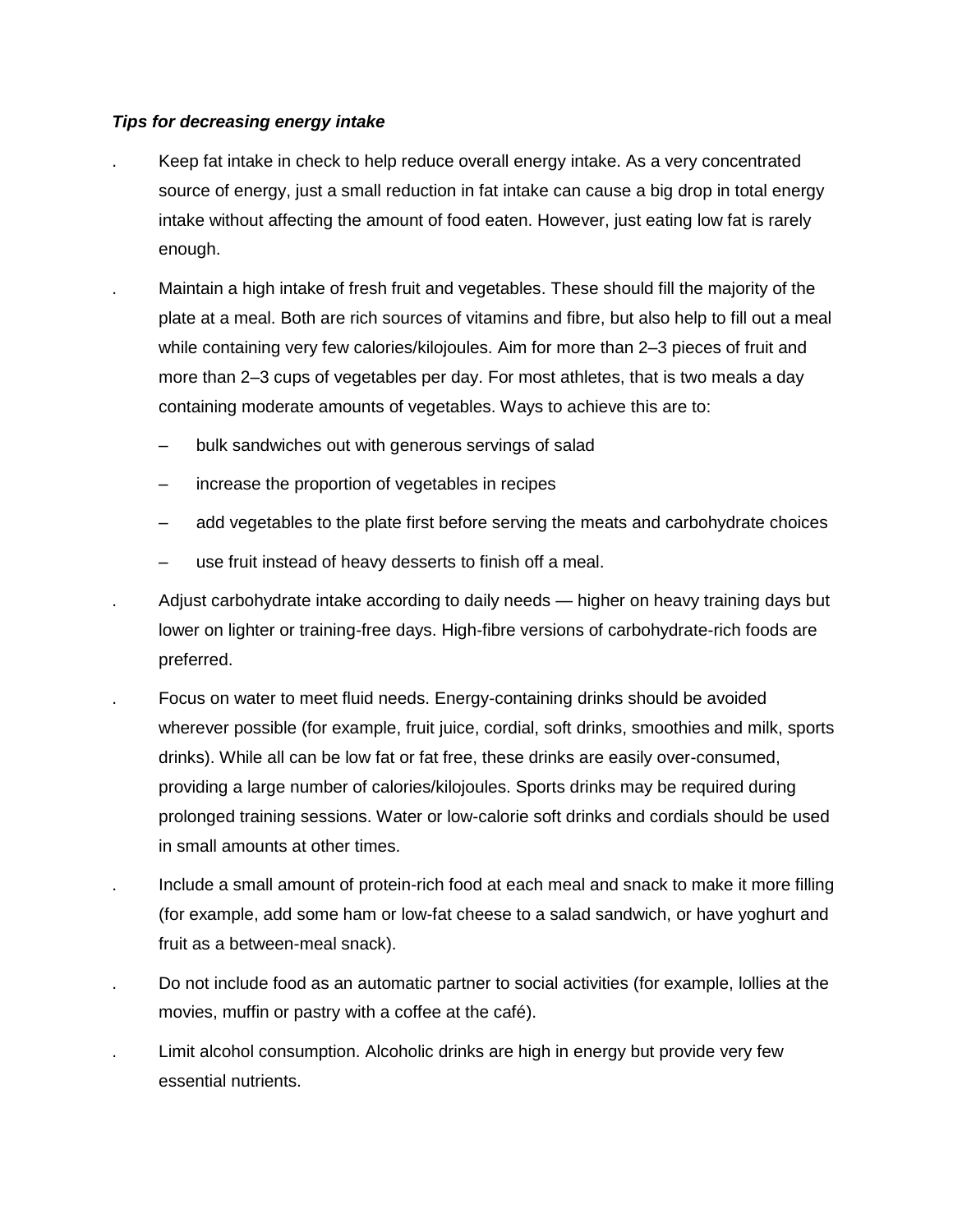***Tips for decreasing energy intake***

- Keep fat intake in check to help reduce overall energy intake. As a very concentrated source of energy, just a small reduction in fat intake can cause a big drop in total energy intake without affecting the amount of food eaten. However, just eating low fat is rarely enough.
- Maintain a high intake of fresh fruit and vegetables. These should fill the majority of the plate at a meal. Both are rich sources of vitamins and fibre, but also help to fill out a meal while containing very few calories/kilojoules. Aim for more than 2–3 pieces of fruit and more than 2–3 cups of vegetables per day. For most athletes, that is two meals a day containing moderate amounts of vegetables. Ways to achieve this are to:
  - bulk sandwiches out with generous servings of salad
  - increase the proportion of vegetables in recipes
  - add vegetables to the plate first before serving the meats and carbohydrate choices
  - use fruit instead of heavy desserts to finish off a meal.
- Adjust carbohydrate intake according to daily needs — higher on heavy training days but lower on lighter or training-free days. High-fibre versions of carbohydrate-rich foods are preferred.
- Focus on water to meet fluid needs. Energy-containing drinks should be avoided wherever possible (for example, fruit juice, cordial, soft drinks, smoothies and milk, sports drinks). While all can be low fat or fat free, these drinks are easily over-consumed, providing a large number of calories/kilojoules. Sports drinks may be required during prolonged training sessions. Water or low-calorie soft drinks and cordials should be used in small amounts at other times.
- Include a small amount of protein-rich food at each meal and snack to make it more filling (for example, add some ham or low-fat cheese to a salad sandwich, or have yoghurt and fruit as a between-meal snack).
- Do not include food as an automatic partner to social activities (for example, lollies at the movies, muffin or pastry with a coffee at the café).
- Limit alcohol consumption. Alcoholic drinks are high in energy but provide very few essential nutrients.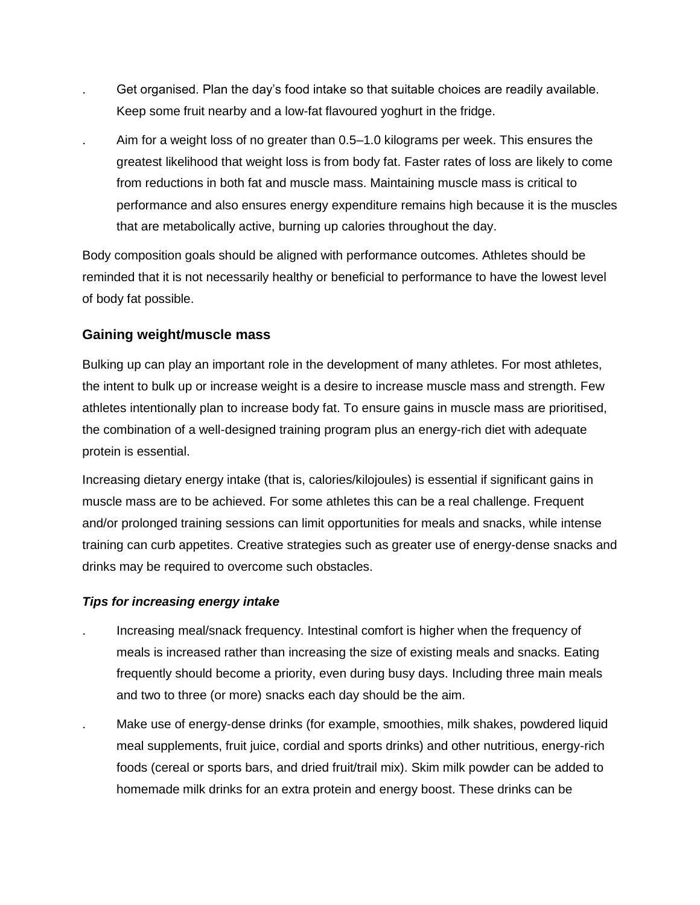- Get organised. Plan the day's food intake so that suitable choices are readily available. Keep some fruit nearby and a low-fat flavoured yoghurt in the fridge.
- Aim for a weight loss of no greater than 0.5–1.0 kilograms per week. This ensures the greatest likelihood that weight loss is from body fat. Faster rates of loss are likely to come from reductions in both fat and muscle mass. Maintaining muscle mass is critical to performance and also ensures energy expenditure remains high because it is the muscles that are metabolically active, burning up calories throughout the day.

Body composition goals should be aligned with performance outcomes. Athletes should be reminded that it is not necessarily healthy or beneficial to performance to have the lowest level of body fat possible.

### Gaining weight/muscle mass

Bulking up can play an important role in the development of many athletes. For most athletes, the intent to bulk up or increase weight is a desire to increase muscle mass and strength. Few athletes intentionally plan to increase body fat. To ensure gains in muscle mass are prioritised, the combination of a well-designed training program plus an energy-rich diet with adequate protein is essential.

Increasing dietary energy intake (that is, calories/kilojoules) is essential if significant gains in muscle mass are to be achieved. For some athletes this can be a real challenge. Frequent and/or prolonged training sessions can limit opportunities for meals and snacks, while intense training can curb appetites. Creative strategies such as greater use of energy-dense snacks and drinks may be required to overcome such obstacles.

#### *Tips for increasing energy intake*

- Increasing meal/snack frequency. Intestinal comfort is higher when the frequency of meals is increased rather than increasing the size of existing meals and snacks. Eating frequently should become a priority, even during busy days. Including three main meals and two to three (or more) snacks each day should be the aim.
- Make use of energy-dense drinks (for example, smoothies, milk shakes, powdered liquid meal supplements, fruit juice, cordial and sports drinks) and other nutritious, energy-rich foods (cereal or sports bars, and dried fruit/trail mix). Skim milk powder can be added to homemade milk drinks for an extra protein and energy boost. These drinks can be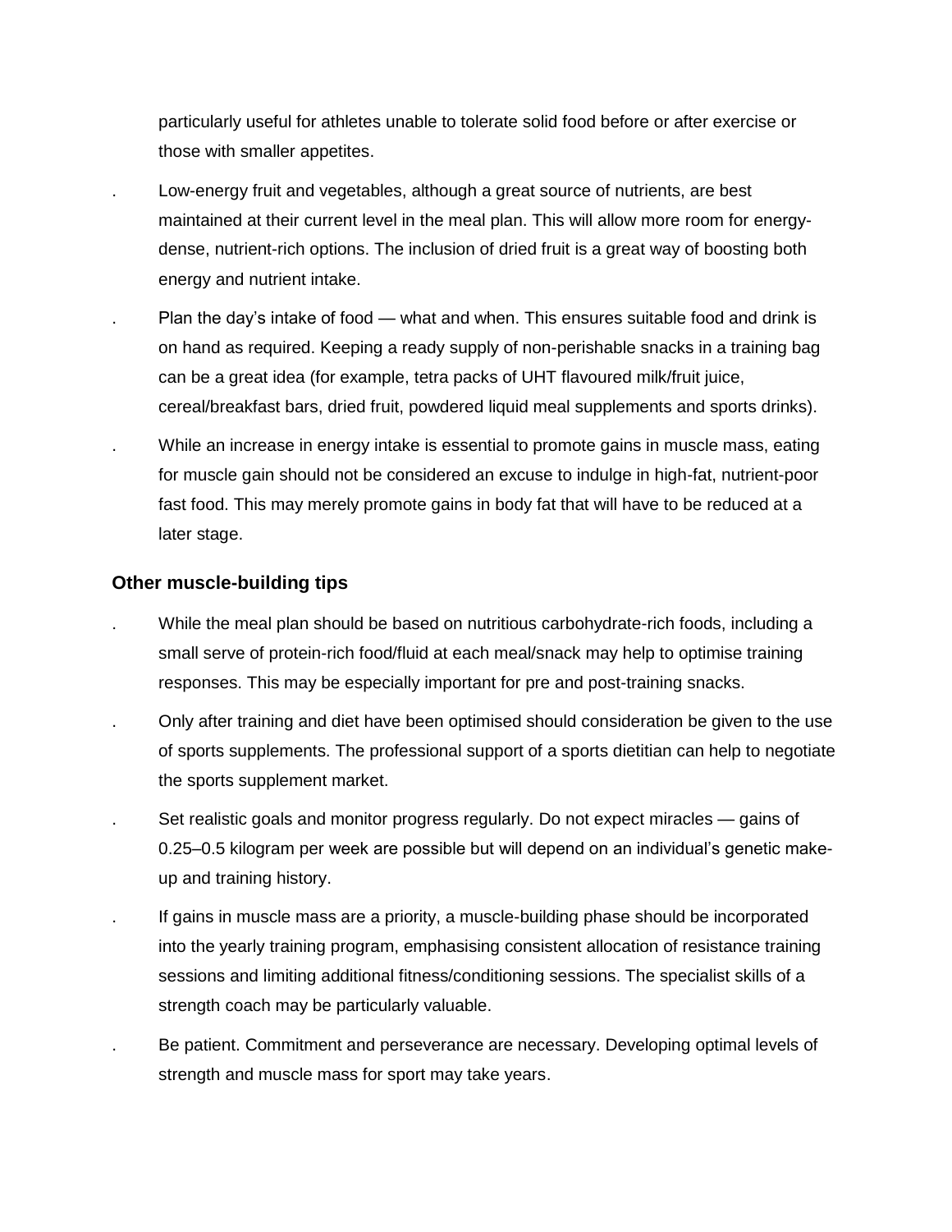particularly useful for athletes unable to tolerate solid food before or after exercise or those with smaller appetites.

- Low-energy fruit and vegetables, although a great source of nutrients, are best maintained at their current level in the meal plan. This will allow more room for energy-dense, nutrient-rich options. The inclusion of dried fruit is a great way of boosting both energy and nutrient intake.
- Plan the day's intake of food — what and when. This ensures suitable food and drink is on hand as required. Keeping a ready supply of non-perishable snacks in a training bag can be a great idea (for example, tetra packs of UHT flavoured milk/fruit juice, cereal/breakfast bars, dried fruit, powdered liquid meal supplements and sports drinks).
- While an increase in energy intake is essential to promote gains in muscle mass, eating for muscle gain should not be considered an excuse to indulge in high-fat, nutrient-poor fast food. This may merely promote gains in body fat that will have to be reduced at a later stage.

### Other muscle-building tips

- While the meal plan should be based on nutritious carbohydrate-rich foods, including a small serve of protein-rich food/fluid at each meal/snack may help to optimise training responses. This may be especially important for pre and post-training snacks.
- Only after training and diet have been optimised should consideration be given to the use of sports supplements. The professional support of a sports dietitian can help to negotiate the sports supplement market.
- Set realistic goals and monitor progress regularly. Do not expect miracles — gains of 0.25–0.5 kilogram per week are possible but will depend on an individual's genetic make-up and training history.
- If gains in muscle mass are a priority, a muscle-building phase should be incorporated into the yearly training program, emphasising consistent allocation of resistance training sessions and limiting additional fitness/conditioning sessions. The specialist skills of a strength coach may be particularly valuable.
- Be patient. Commitment and perseverance are necessary. Developing optimal levels of strength and muscle mass for sport may take years.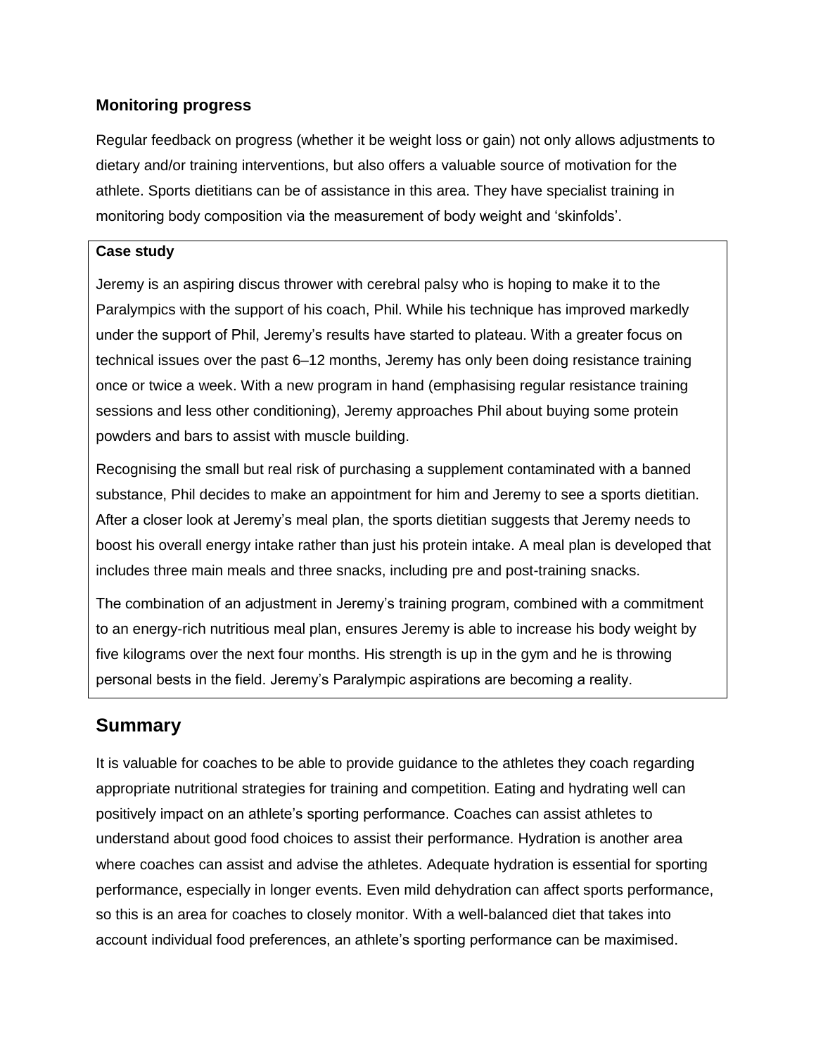### Monitoring progress

Regular feedback on progress (whether it be weight loss or gain) not only allows adjustments to dietary and/or training interventions, but also offers a valuable source of motivation for the athlete. Sports dietitians can be of assistance in this area. They have specialist training in monitoring body composition via the measurement of body weight and 'skinfolds'.

> **Case study**
>
> Jeremy is an aspiring discus thrower with cerebral palsy who is hoping to make it to the Paralympics with the support of his coach, Phil. While his technique has improved markedly under the support of Phil, Jeremy's results have started to plateau. With a greater focus on technical issues over the past 6–12 months, Jeremy has only been doing resistance training once or twice a week. With a new program in hand (emphasising regular resistance training sessions and less other conditioning), Jeremy approaches Phil about buying some protein powders and bars to assist with muscle building.
>
> Recognising the small but real risk of purchasing a supplement contaminated with a banned substance, Phil decides to make an appointment for him and Jeremy to see a sports dietitian. After a closer look at Jeremy's meal plan, the sports dietitian suggests that Jeremy needs to boost his overall energy intake rather than just his protein intake. A meal plan is developed that includes three main meals and three snacks, including pre and post-training snacks.
>
> The combination of an adjustment in Jeremy's training program, combined with a commitment to an energy-rich nutritious meal plan, ensures Jeremy is able to increase his body weight by five kilograms over the next four months. His strength is up in the gym and he is throwing personal bests in the field. Jeremy's Paralympic aspirations are becoming a reality.

## Summary

It is valuable for coaches to be able to provide guidance to the athletes they coach regarding appropriate nutritional strategies for training and competition. Eating and hydrating well can positively impact on an athlete's sporting performance. Coaches can assist athletes to understand about good food choices to assist their performance. Hydration is another area where coaches can assist and advise the athletes. Adequate hydration is essential for sporting performance, especially in longer events. Even mild dehydration can affect sports performance, so this is an area for coaches to closely monitor. With a well-balanced diet that takes into account individual food preferences, an athlete's sporting performance can be maximised.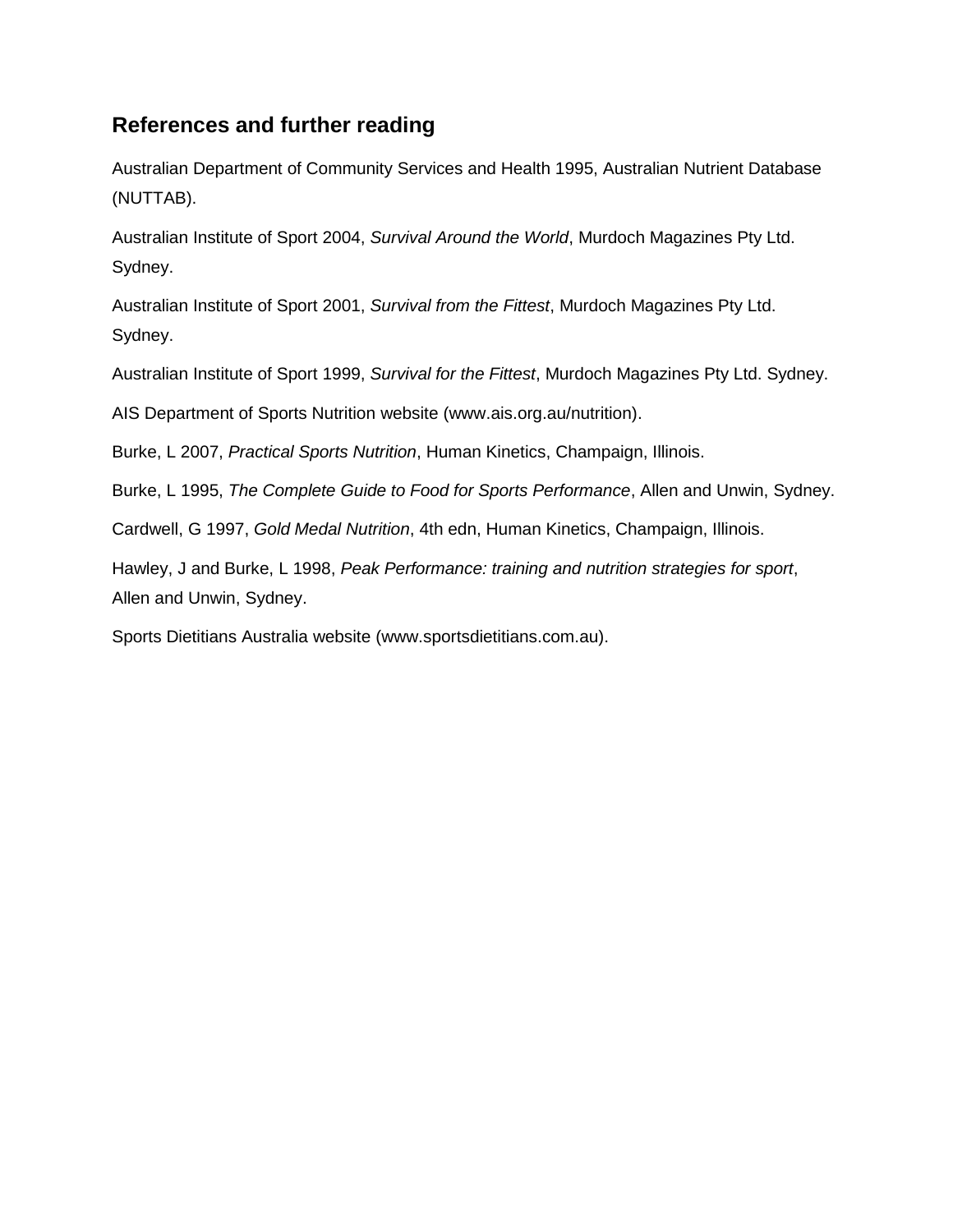## References and further reading

Australian Department of Community Services and Health 1995, Australian Nutrient Database (NUTTAB).

Australian Institute of Sport 2004, *Survival Around the World*, Murdoch Magazines Pty Ltd. Sydney.

Australian Institute of Sport 2001, *Survival from the Fittest*, Murdoch Magazines Pty Ltd. Sydney.

Australian Institute of Sport 1999, *Survival for the Fittest*, Murdoch Magazines Pty Ltd. Sydney.

AIS Department of Sports Nutrition website (www.ais.org.au/nutrition).

Burke, L 2007, *Practical Sports Nutrition*, Human Kinetics, Champaign, Illinois.

Burke, L 1995, *The Complete Guide to Food for Sports Performance*, Allen and Unwin, Sydney.

Cardwell, G 1997, *Gold Medal Nutrition*, 4th edn, Human Kinetics, Champaign, Illinois.

Hawley, J and Burke, L 1998, *Peak Performance: training and nutrition strategies for sport*, Allen and Unwin, Sydney.

Sports Dietitians Australia website (www.sportsdietitians.com.au).